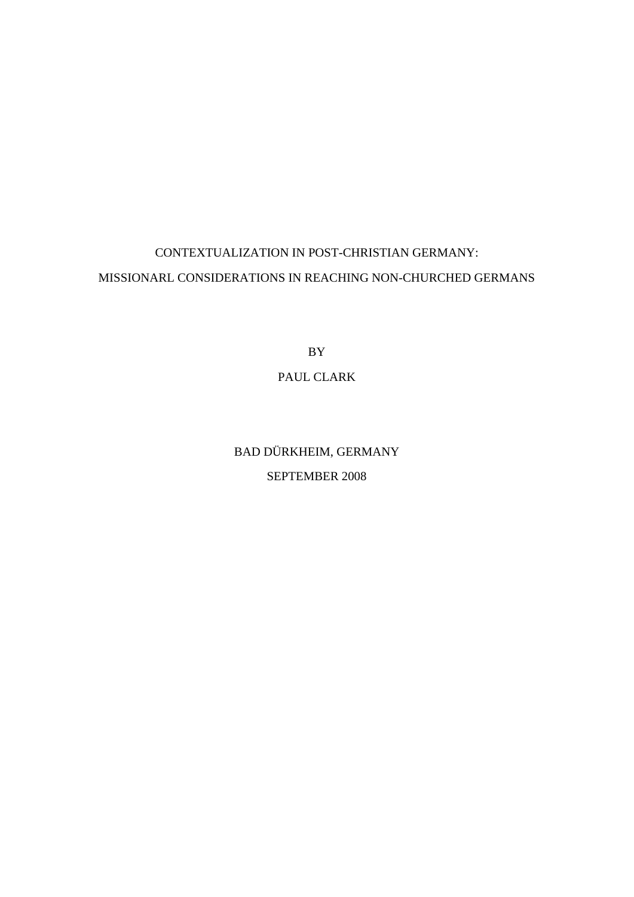# CONTEXTUALIZATION IN POST-CHRISTIAN GERMANY:

## MISSIONARL CONSIDERATIONS IN REACHING NON-CHURCHED GERMANS

BY

PAUL CLARK

BAD DÜRKHEIM, GERMANY

SEPTEMBER 2008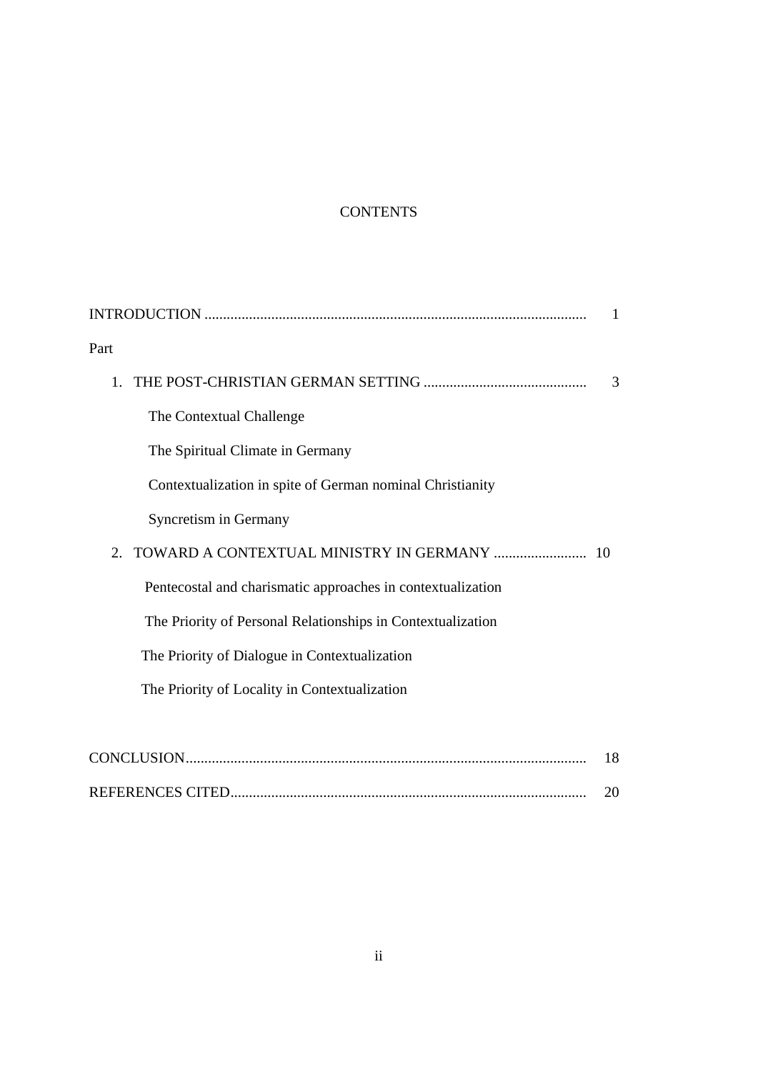# CONTENTS

INTRODUCTION ........................................................................................................ 1

Part

1. THE POST-CHRISTIAN GERMAN SETTING ............................................ 3

    The Contextual Challenge

    The Spiritual Climate in Germany

    Contextualization in spite of German nominal Christianity

    Syncretism in Germany

2. TOWARD A CONTEXTUAL MINISTRY IN GERMANY ......................... 10

    Pentecostal and charismatic approaches in contextualization

    The Priority of Personal Relationships in Contextualization

    The Priority of Dialogue in Contextualization

    The Priority of Locality in Contextualization

CONCLUSION........................................................................................................... 18

REFERENCES CITED............................................................................................... 20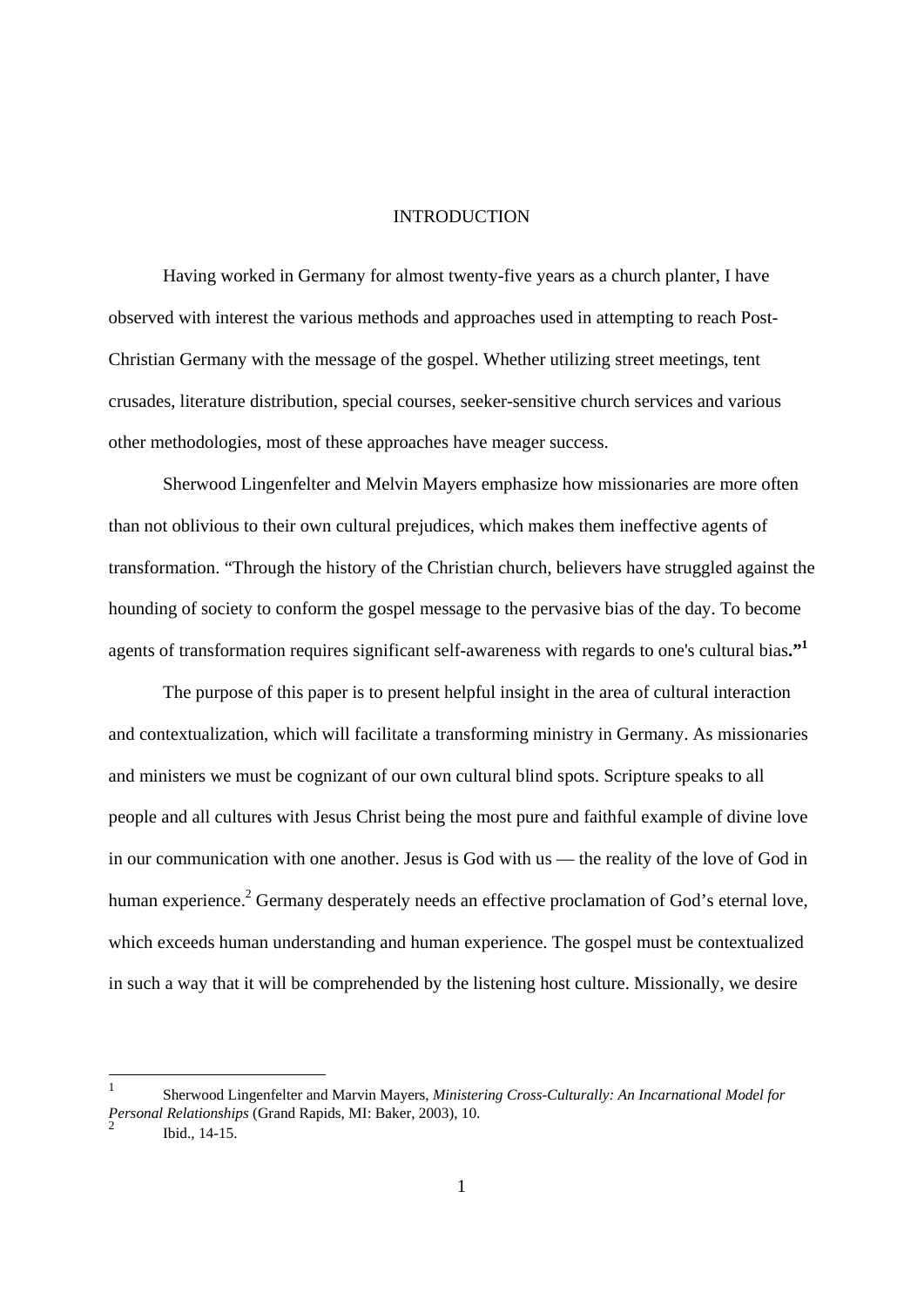# INTRODUCTION

Having worked in Germany for almost twenty-five years as a church planter, I have observed with interest the various methods and approaches used in attempting to reach Post-Christian Germany with the message of the gospel. Whether utilizing street meetings, tent crusades, literature distribution, special courses, seeker-sensitive church services and various other methodologies, most of these approaches have meager success.

Sherwood Lingenfelter and Melvin Mayers emphasize how missionaries are more often than not oblivious to their own cultural prejudices, which makes them ineffective agents of transformation. "Through the history of the Christian church, believers have struggled against the hounding of society to conform the gospel message to the pervasive bias of the day. To become agents of transformation requires significant self-awareness with regards to one's cultural bias**."**[1]

The purpose of this paper is to present helpful insight in the area of cultural interaction and contextualization, which will facilitate a transforming ministry in Germany. As missionaries and ministers we must be cognizant of our own cultural blind spots. Scripture speaks to all people and all cultures with Jesus Christ being the most pure and faithful example of divine love in our communication with one another. Jesus is God with us — the reality of the love of God in human experience.[2] Germany desperately needs an effective proclamation of God's eternal love, which exceeds human understanding and human experience. The gospel must be contextualized in such a way that it will be comprehended by the listening host culture. Missionally, we desire

---

[1] Sherwood Lingenfelter and Marvin Mayers, *Ministering Cross-Culturally: An Incarnational Model for Personal Relationships* (Grand Rapids, MI: Baker, 2003), 10.

[2] Ibid., 14-15.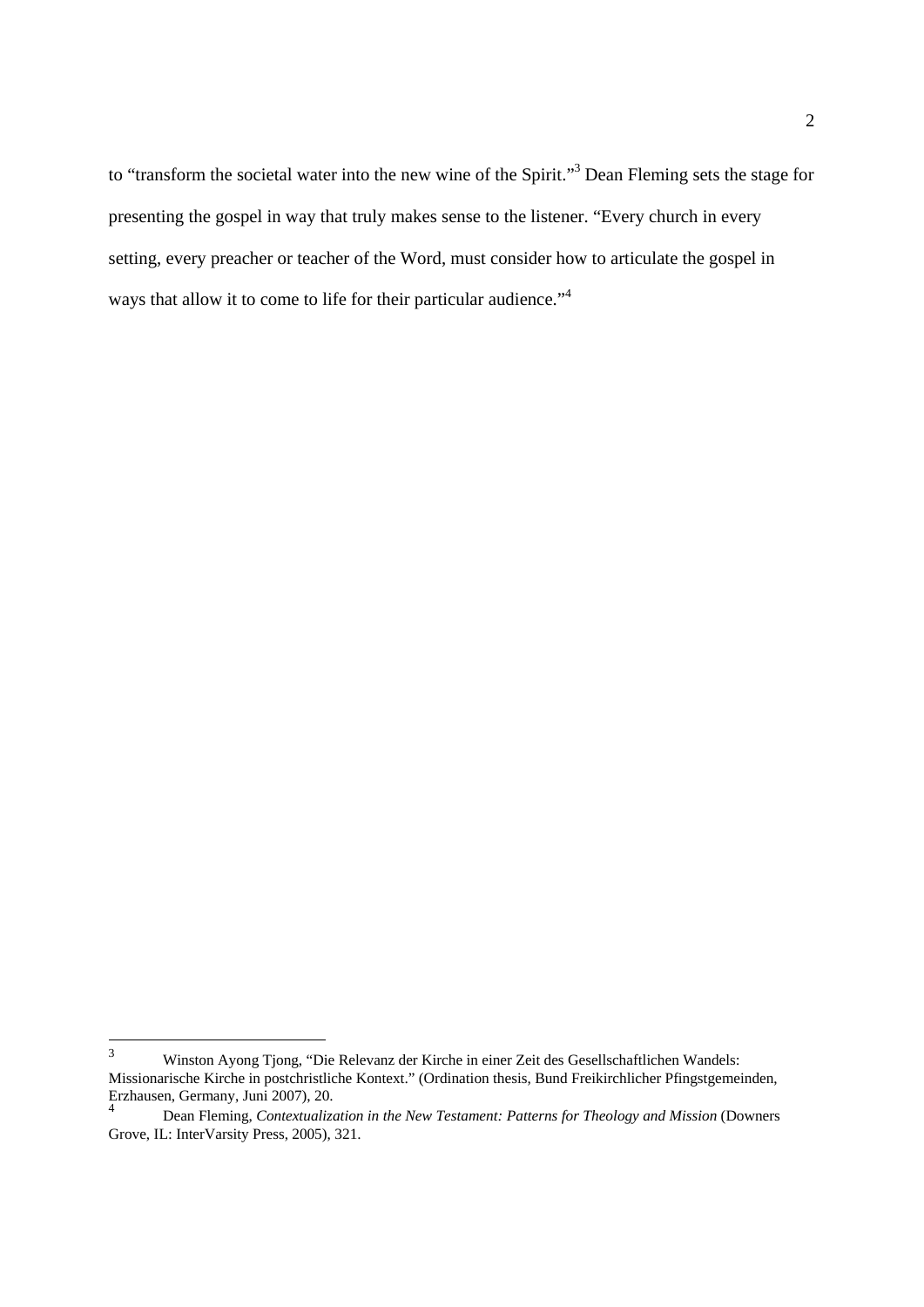to “transform the societal water into the new wine of the Spirit.”[3] Dean Fleming sets the stage for presenting the gospel in way that truly makes sense to the listener. “Every church in every setting, every preacher or teacher of the Word, must consider how to articulate the gospel in ways that allow it to come to life for their particular audience.”[4]

---

[3] Winston Ayong Tjong, “Die Relevanz der Kirche in einer Zeit des Gesellschaftlichen Wandels: Missionarische Kirche in postchristliche Kontext.” (Ordination thesis, Bund Freikirchlicher Pfingstgemeinden, Erzhausen, Germany, Juni 2007), 20.

[4] Dean Fleming, *Contextualization in the New Testament: Patterns for Theology and Mission* (Downers Grove, IL: InterVarsity Press, 2005), 321.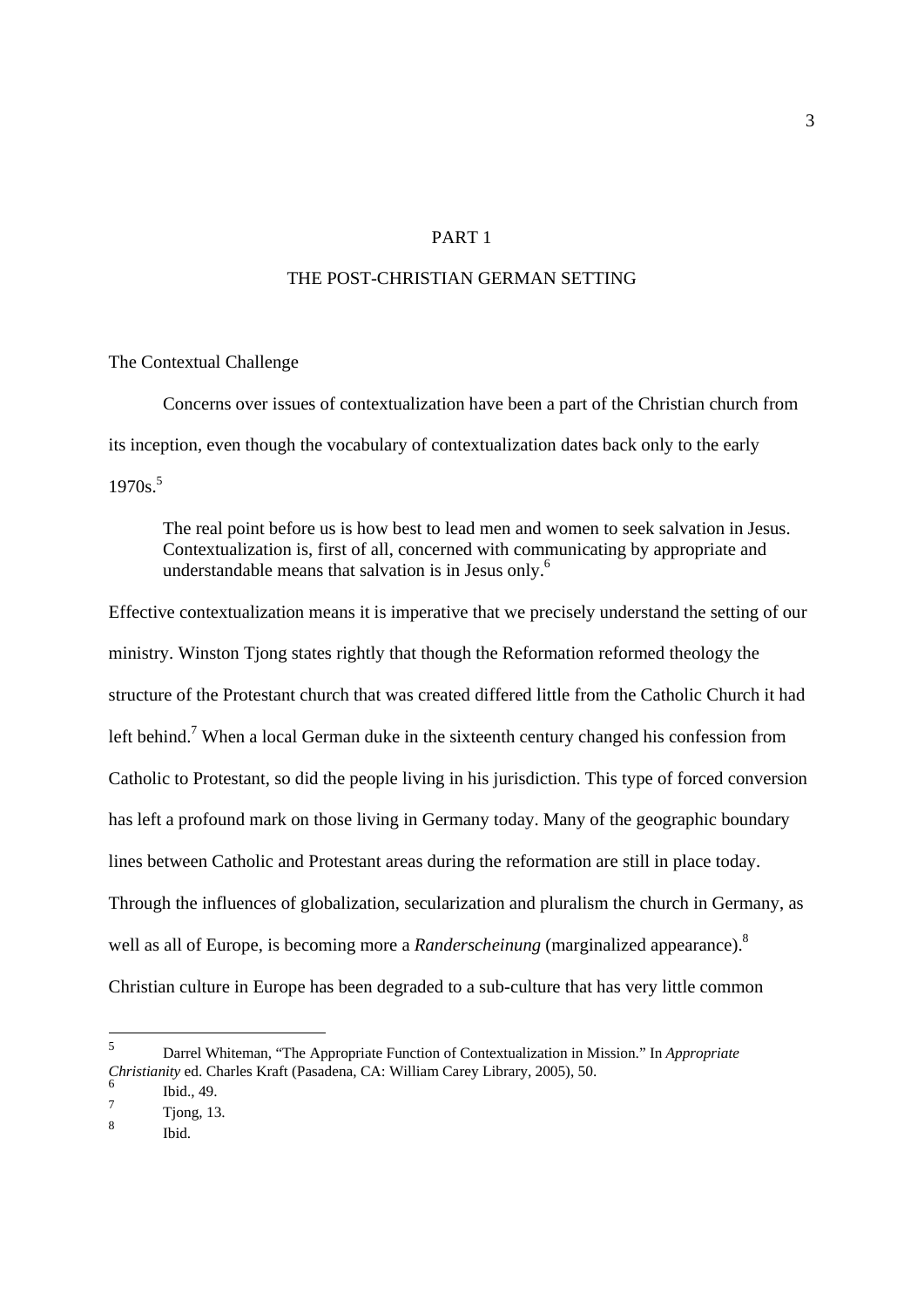# PART 1

# THE POST-CHRISTIAN GERMAN SETTING

## The Contextual Challenge

Concerns over issues of contextualization have been a part of the Christian church from its inception, even though the vocabulary of contextualization dates back only to the early 1970s.[5]

> The real point before us is how best to lead men and women to seek salvation in Jesus. Contextualization is, first of all, concerned with communicating by appropriate and understandable means that salvation is in Jesus only.[6]

Effective contextualization means it is imperative that we precisely understand the setting of our ministry. Winston Tjong states rightly that though the Reformation reformed theology the structure of the Protestant church that was created differed little from the Catholic Church it had left behind.[7] When a local German duke in the sixteenth century changed his confession from Catholic to Protestant, so did the people living in his jurisdiction. This type of forced conversion has left a profound mark on those living in Germany today. Many of the geographic boundary lines between Catholic and Protestant areas during the reformation are still in place today. Through the influences of globalization, secularization and pluralism the church in Germany, as well as all of Europe, is becoming more a *Randerscheinung* (marginalized appearance).[8] Christian culture in Europe has been degraded to a sub-culture that has very little common

---

[5] Darrel Whiteman, "The Appropriate Function of Contextualization in Mission." In *Appropriate Christianity* ed. Charles Kraft (Pasadena, CA: William Carey Library, 2005), 50.

[6] Ibid., 49.

[7] Tjong, 13.

[8] Ibid.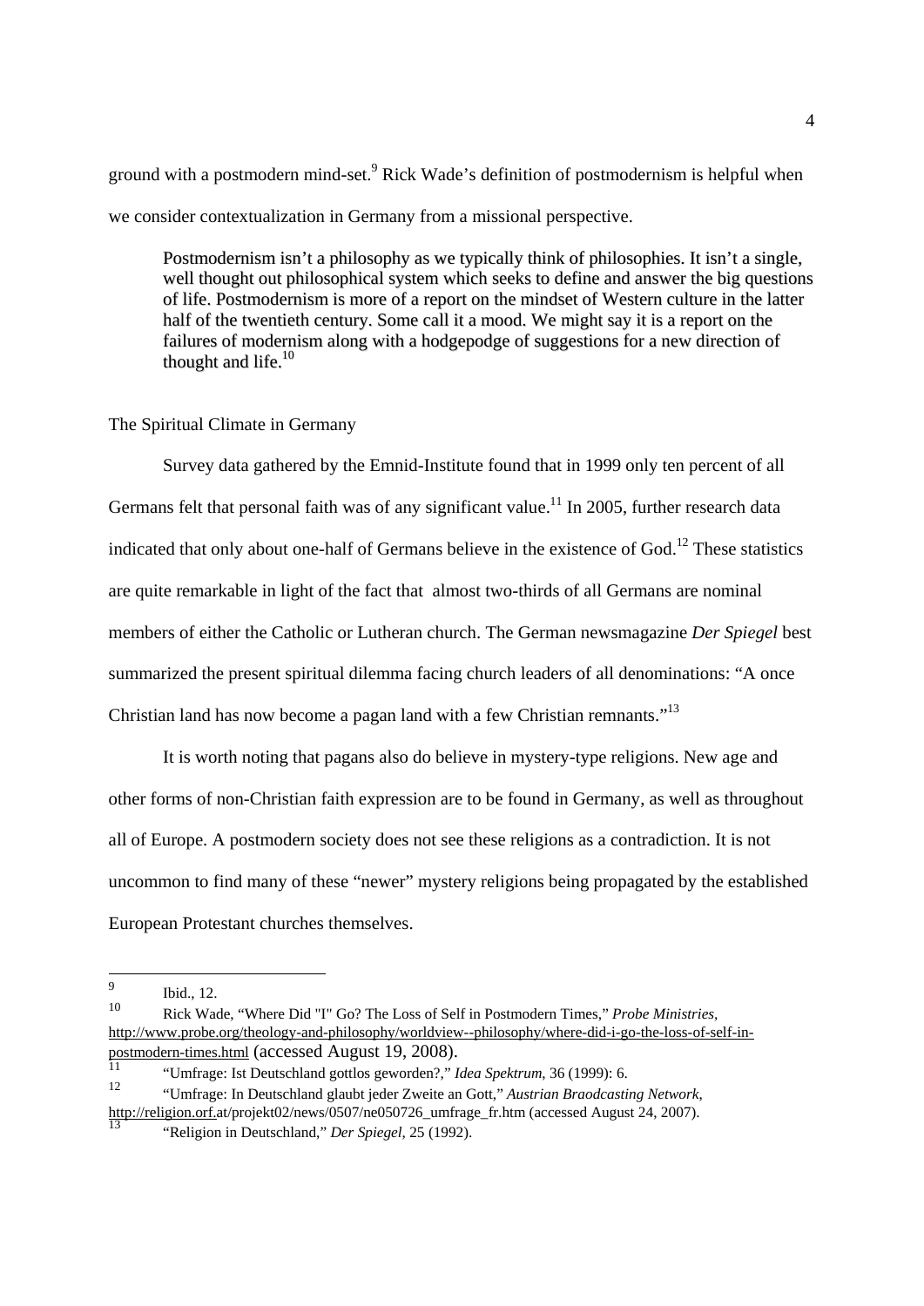ground with a postmodern mind-set.[9] Rick Wade's definition of postmodernism is helpful when we consider contextualization in Germany from a missional perspective.

> Postmodernism isn't a philosophy as we typically think of philosophies. It isn't a single, well thought out philosophical system which seeks to define and answer the big questions of life. Postmodernism is more of a report on the mindset of Western culture in the latter half of the twentieth century. Some call it a mood. We might say it is a report on the failures of modernism along with a hodgepodge of suggestions for a new direction of thought and life.[10]

## The Spiritual Climate in Germany

Survey data gathered by the Emnid-Institute found that in 1999 only ten percent of all Germans felt that personal faith was of any significant value.[11] In 2005, further research data indicated that only about one-half of Germans believe in the existence of God.[12] These statistics are quite remarkable in light of the fact that almost two-thirds of all Germans are nominal members of either the Catholic or Lutheran church. The German newsmagazine *Der Spiegel* best summarized the present spiritual dilemma facing church leaders of all denominations: "A once Christian land has now become a pagan land with a few Christian remnants."[13]

It is worth noting that pagans also do believe in mystery-type religions. New age and other forms of non-Christian faith expression are to be found in Germany, as well as throughout all of Europe. A postmodern society does not see these religions as a contradiction. It is not uncommon to find many of these "newer" mystery religions being propagated by the established European Protestant churches themselves.

---

[9] Ibid., 12.

[10] Rick Wade, "Where Did "I" Go? The Loss of Self in Postmodern Times," *Probe Ministries*, http://www.probe.org/theology-and-philosophy/worldview--philosophy/where-did-i-go-the-loss-of-self-in-postmodern-times.html (accessed August 19, 2008).

[11] "Umfrage: Ist Deutschland gottlos geworden?," *Idea Spektrum*, 36 (1999): 6.

[12] "Umfrage: In Deutschland glaubt jeder Zweite an Gott," *Austrian Braodcasting Network*, http://religion.orf.at/projekt02/news/0507/ne050726_umfrage_fr.htm (accessed August 24, 2007).

[13] "Religion in Deutschland," *Der Spiegel*, 25 (1992).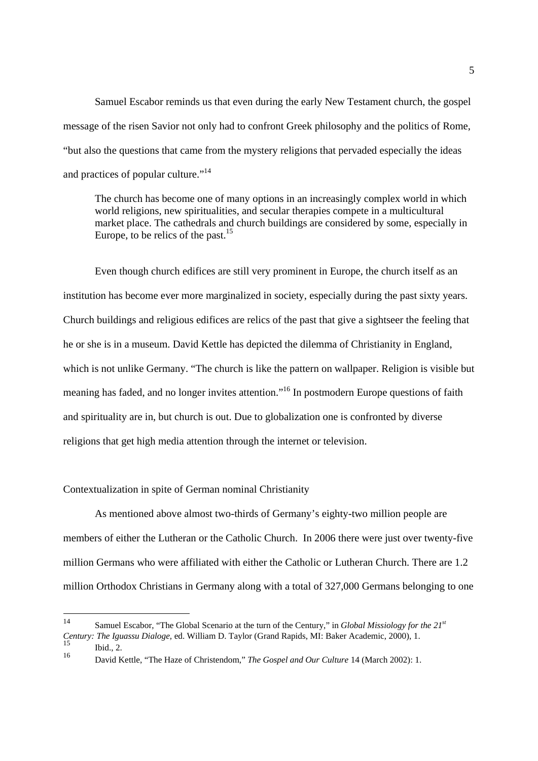Samuel Escabor reminds us that even during the early New Testament church, the gospel message of the risen Savior not only had to confront Greek philosophy and the politics of Rome, "but also the questions that came from the mystery religions that pervaded especially the ideas and practices of popular culture."[14]

> The church has become one of many options in an increasingly complex world in which world religions, new spiritualities, and secular therapies compete in a multicultural market place. The cathedrals and church buildings are considered by some, especially in Europe, to be relics of the past.[15]

Even though church edifices are still very prominent in Europe, the church itself as an institution has become ever more marginalized in society, especially during the past sixty years. Church buildings and religious edifices are relics of the past that give a sightseer the feeling that he or she is in a museum. David Kettle has depicted the dilemma of Christianity in England, which is not unlike Germany. "The church is like the pattern on wallpaper. Religion is visible but meaning has faded, and no longer invites attention."[16] In postmodern Europe questions of faith and spirituality are in, but church is out. Due to globalization one is confronted by diverse religions that get high media attention through the internet or television.

## Contextualization in spite of German nominal Christianity

As mentioned above almost two-thirds of Germany's eighty-two million people are members of either the Lutheran or the Catholic Church. In 2006 there were just over twenty-five million Germans who were affiliated with either the Catholic or Lutheran Church. There are 1.2 million Orthodox Christians in Germany along with a total of 327,000 Germans belonging to one

---

[14] Samuel Escabor, "The Global Scenario at the turn of the Century," in *Global Missiology for the 21st Century: The Iguassu Dialoge*, ed. William D. Taylor (Grand Rapids, MI: Baker Academic, 2000), 1.

[15] Ibid., 2.

[16] David Kettle, "The Haze of Christendom," *The Gospel and Our Culture* 14 (March 2002): 1.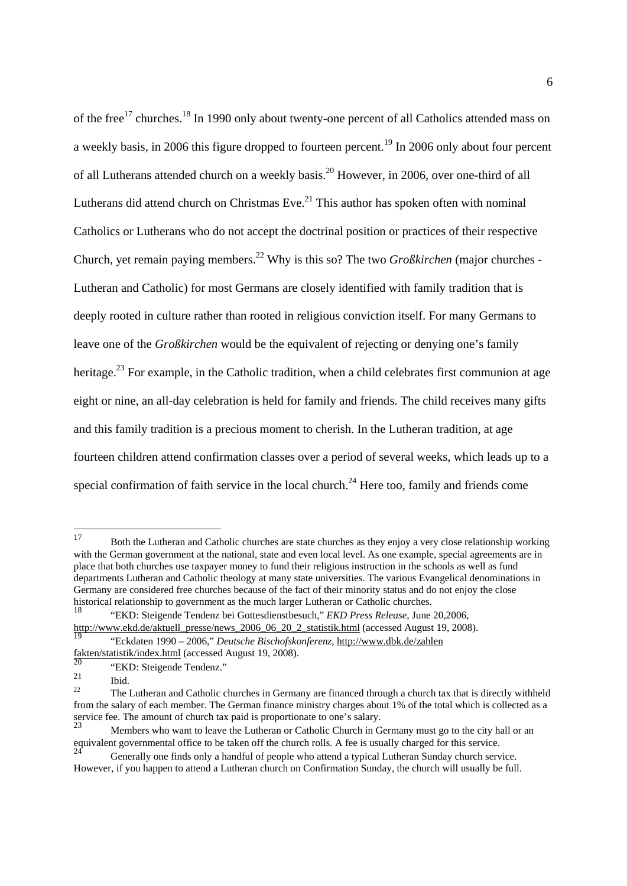of the free[17] churches.[18] In 1990 only about twenty-one percent of all Catholics attended mass on a weekly basis, in 2006 this figure dropped to fourteen percent.[19] In 2006 only about four percent of all Lutherans attended church on a weekly basis.[20] However, in 2006, over one-third of all Lutherans did attend church on Christmas Eve.[21] This author has spoken often with nominal Catholics or Lutherans who do not accept the doctrinal position or practices of their respective Church, yet remain paying members.[22] Why is this so? The two *Großkirchen* (major churches - Lutheran and Catholic) for most Germans are closely identified with family tradition that is deeply rooted in culture rather than rooted in religious conviction itself. For many Germans to leave one of the *Großkirchen* would be the equivalent of rejecting or denying one's family heritage.[23] For example, in the Catholic tradition, when a child celebrates first communion at age eight or nine, an all-day celebration is held for family and friends. The child receives many gifts and this family tradition is a precious moment to cherish. In the Lutheran tradition, at age fourteen children attend confirmation classes over a period of several weeks, which leads up to a special confirmation of faith service in the local church.[24] Here too, family and friends come

---

[17] Both the Lutheran and Catholic churches are state churches as they enjoy a very close relationship working with the German government at the national, state and even local level. As one example, special agreements are in place that both churches use taxpayer money to fund their religious instruction in the schools as well as fund departments Lutheran and Catholic theology at many state universities. The various Evangelical denominations in Germany are considered free churches because of the fact of their minority status and do not enjoy the close historical relationship to government as the much larger Lutheran or Catholic churches.

[18] "EKD: Steigende Tendenz bei Gottesdienstbesuch," *EKD Press Release*, June 20,2006, http://www.ekd.de/aktuell_presse/news_2006_06_20_2_statistik.html (accessed August 19, 2008).

[19] "Eckdaten 1990 – 2006," *Deutsche Bischofskonferenz*, http://www.dbk.de/zahlen fakten/statistik/index.html (accessed August 19, 2008).

[20] "EKD: Steigende Tendenz."

[21] Ibid.

[22] The Lutheran and Catholic churches in Germany are financed through a church tax that is directly withheld from the salary of each member. The German finance ministry charges about 1% of the total which is collected as a service fee. The amount of church tax paid is proportionate to one's salary.

[23] Members who want to leave the Lutheran or Catholic Church in Germany must go to the city hall or an equivalent governmental office to be taken off the church rolls. A fee is usually charged for this service.

[24] Generally one finds only a handful of people who attend a typical Lutheran Sunday church service. However, if you happen to attend a Lutheran church on Confirmation Sunday, the church will usually be full.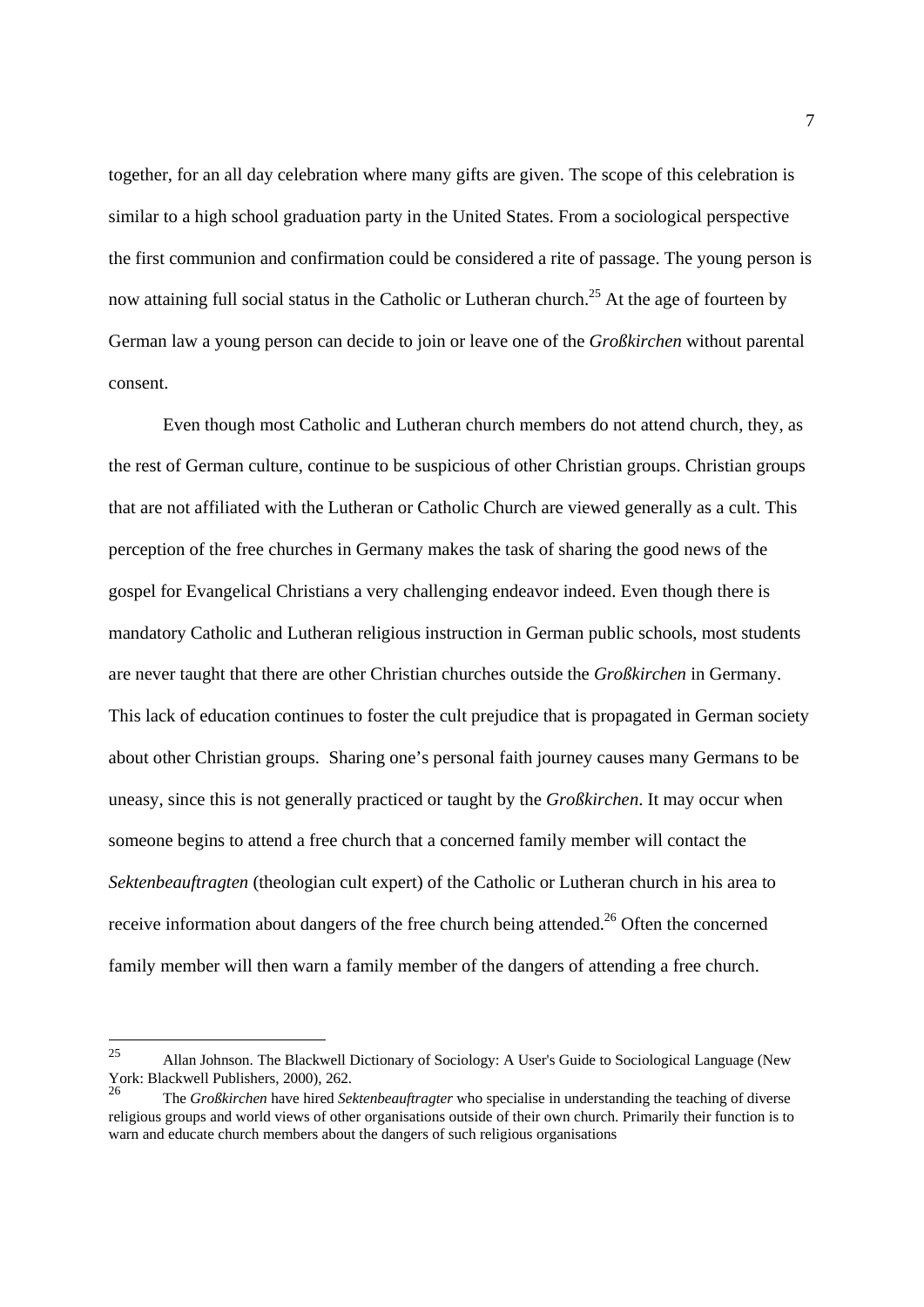together, for an all day celebration where many gifts are given. The scope of this celebration is similar to a high school graduation party in the United States. From a sociological perspective the first communion and confirmation could be considered a rite of passage. The young person is now attaining full social status in the Catholic or Lutheran church.[25] At the age of fourteen by German law a young person can decide to join or leave one of the *Großkirchen* without parental consent.

Even though most Catholic and Lutheran church members do not attend church, they, as the rest of German culture, continue to be suspicious of other Christian groups. Christian groups that are not affiliated with the Lutheran or Catholic Church are viewed generally as a cult. This perception of the free churches in Germany makes the task of sharing the good news of the gospel for Evangelical Christians a very challenging endeavor indeed. Even though there is mandatory Catholic and Lutheran religious instruction in German public schools, most students are never taught that there are other Christian churches outside the *Großkirchen* in Germany. This lack of education continues to foster the cult prejudice that is propagated in German society about other Christian groups. Sharing one's personal faith journey causes many Germans to be uneasy, since this is not generally practiced or taught by the *Großkirchen*. It may occur when someone begins to attend a free church that a concerned family member will contact the *Sektenbeauftragten* (theologian cult expert) of the Catholic or Lutheran church in his area to receive information about dangers of the free church being attended.[26] Often the concerned family member will then warn a family member of the dangers of attending a free church.

---

[25] Allan Johnson. The Blackwell Dictionary of Sociology: A User's Guide to Sociological Language (New York: Blackwell Publishers, 2000), 262.

[26] The *Großkirchen* have hired *Sektenbeauftragter* who specialise in understanding the teaching of diverse religious groups and world views of other organisations outside of their own church. Primarily their function is to warn and educate church members about the dangers of such religious organisations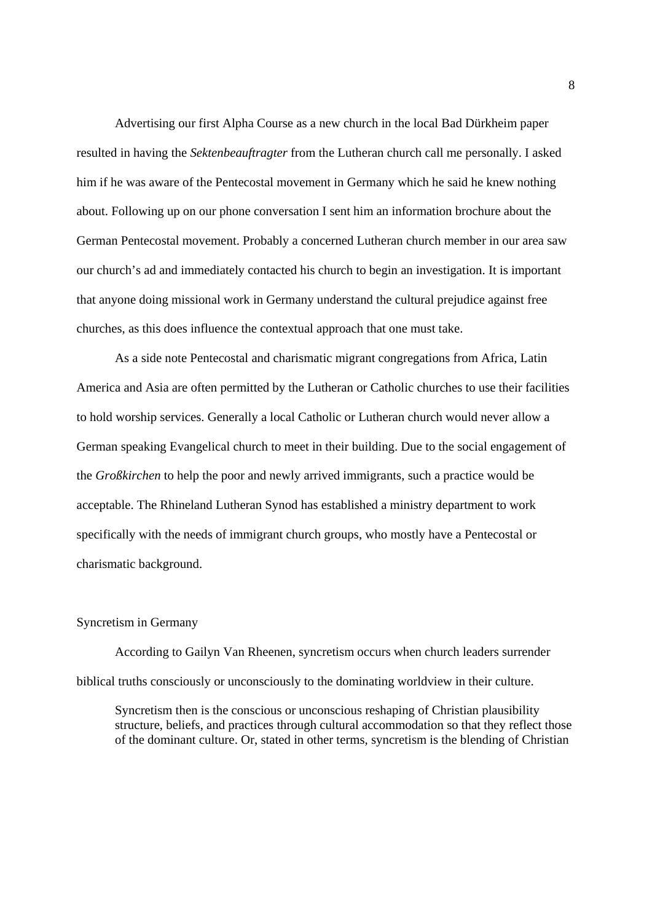Advertising our first Alpha Course as a new church in the local Bad Dürkheim paper resulted in having the *Sektenbeauftragter* from the Lutheran church call me personally. I asked him if he was aware of the Pentecostal movement in Germany which he said he knew nothing about. Following up on our phone conversation I sent him an information brochure about the German Pentecostal movement. Probably a concerned Lutheran church member in our area saw our church's ad and immediately contacted his church to begin an investigation. It is important that anyone doing missional work in Germany understand the cultural prejudice against free churches, as this does influence the contextual approach that one must take.

As a side note Pentecostal and charismatic migrant congregations from Africa, Latin America and Asia are often permitted by the Lutheran or Catholic churches to use their facilities to hold worship services. Generally a local Catholic or Lutheran church would never allow a German speaking Evangelical church to meet in their building. Due to the social engagement of the *Großkirchen* to help the poor and newly arrived immigrants, such a practice would be acceptable. The Rhineland Lutheran Synod has established a ministry department to work specifically with the needs of immigrant church groups, who mostly have a Pentecostal or charismatic background.

## Syncretism in Germany

According to Gailyn Van Rheenen, syncretism occurs when church leaders surrender biblical truths consciously or unconsciously to the dominating worldview in their culture.

> Syncretism then is the conscious or unconscious reshaping of Christian plausibility structure, beliefs, and practices through cultural accommodation so that they reflect those of the dominant culture. Or, stated in other terms, syncretism is the blending of Christian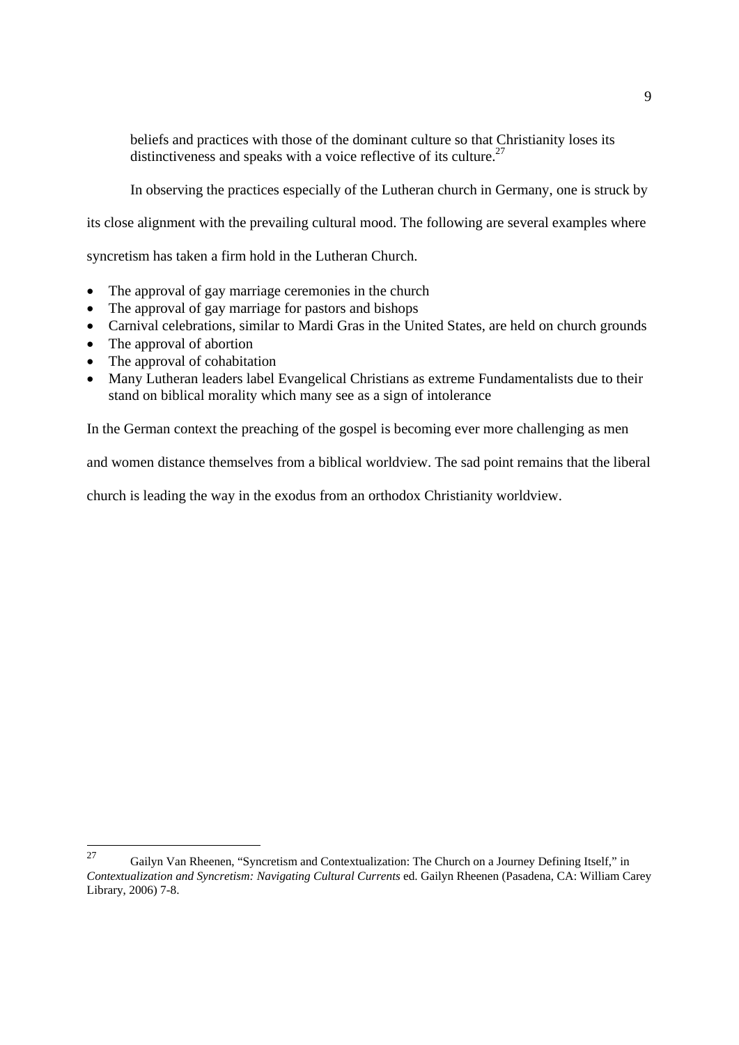> beliefs and practices with those of the dominant culture so that Christianity loses its distinctiveness and speaks with a voice reflective of its culture.[27]

In observing the practices especially of the Lutheran church in Germany, one is struck by its close alignment with the prevailing cultural mood. The following are several examples where syncretism has taken a firm hold in the Lutheran Church.

- The approval of gay marriage ceremonies in the church
- The approval of gay marriage for pastors and bishops
- Carnival celebrations, similar to Mardi Gras in the United States, are held on church grounds
- The approval of abortion
- The approval of cohabitation
- Many Lutheran leaders label Evangelical Christians as extreme Fundamentalists due to their stand on biblical morality which many see as a sign of intolerance

In the German context the preaching of the gospel is becoming ever more challenging as men and women distance themselves from a biblical worldview. The sad point remains that the liberal church is leading the way in the exodus from an orthodox Christianity worldview.

---

[27] Gailyn Van Rheenen, "Syncretism and Contextualization: The Church on a Journey Defining Itself," in *Contextualization and Syncretism: Navigating Cultural Currents* ed. Gailyn Rheenen (Pasadena, CA: William Carey Library, 2006) 7-8.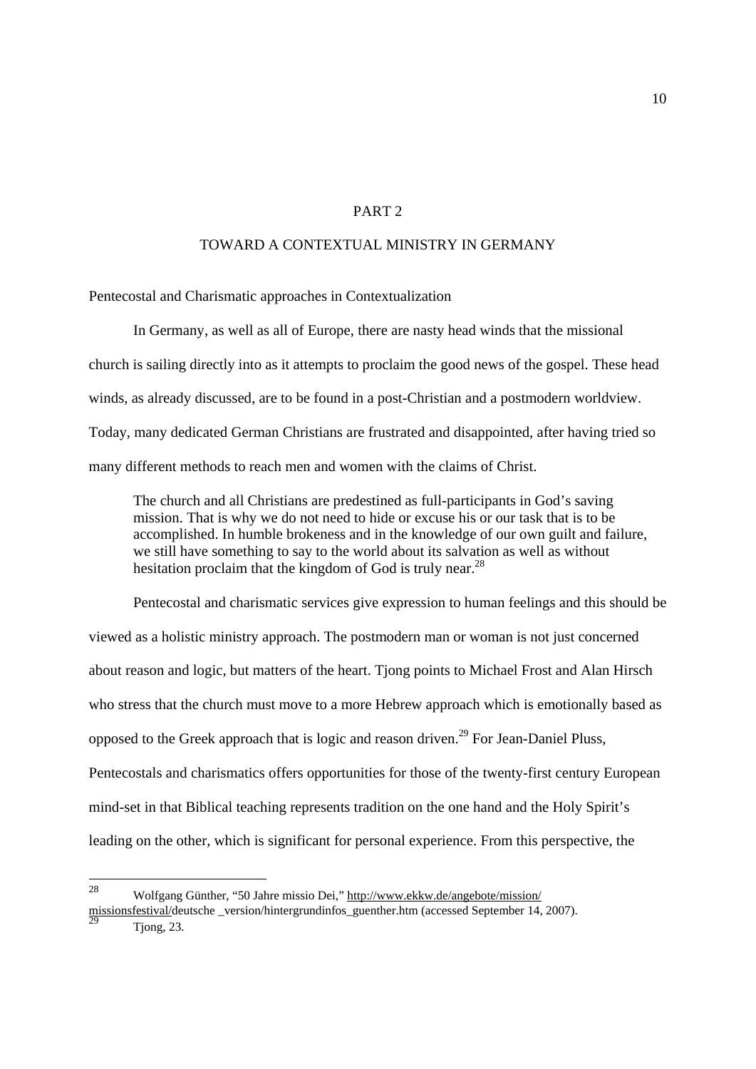# PART 2

## TOWARD A CONTEXTUAL MINISTRY IN GERMANY

### Pentecostal and Charismatic approaches in Contextualization

In Germany, as well as all of Europe, there are nasty head winds that the missional church is sailing directly into as it attempts to proclaim the good news of the gospel. These head winds, as already discussed, are to be found in a post-Christian and a postmodern worldview. Today, many dedicated German Christians are frustrated and disappointed, after having tried so many different methods to reach men and women with the claims of Christ.

> The church and all Christians are predestined as full-participants in God's saving mission. That is why we do not need to hide or excuse his or our task that is to be accomplished. In humble brokeness and in the knowledge of our own guilt and failure, we still have something to say to the world about its salvation as well as without hesitation proclaim that the kingdom of God is truly near.[28]

Pentecostal and charismatic services give expression to human feelings and this should be viewed as a holistic ministry approach. The postmodern man or woman is not just concerned about reason and logic, but matters of the heart. Tjong points to Michael Frost and Alan Hirsch who stress that the church must move to a more Hebrew approach which is emotionally based as opposed to the Greek approach that is logic and reason driven.[29] For Jean-Daniel Pluss, Pentecostals and charismatics offers opportunities for those of the twenty-first century European mind-set in that Biblical teaching represents tradition on the one hand and the Holy Spirit's leading on the other, which is significant for personal experience. From this perspective, the

---

[28] Wolfgang Günther, "50 Jahre missio Dei," http://www.ekkw.de/angebote/mission/missionsfestival/deutsche _version/hintergrundinfos_guenther.htm (accessed September 14, 2007).

[29] Tjong, 23.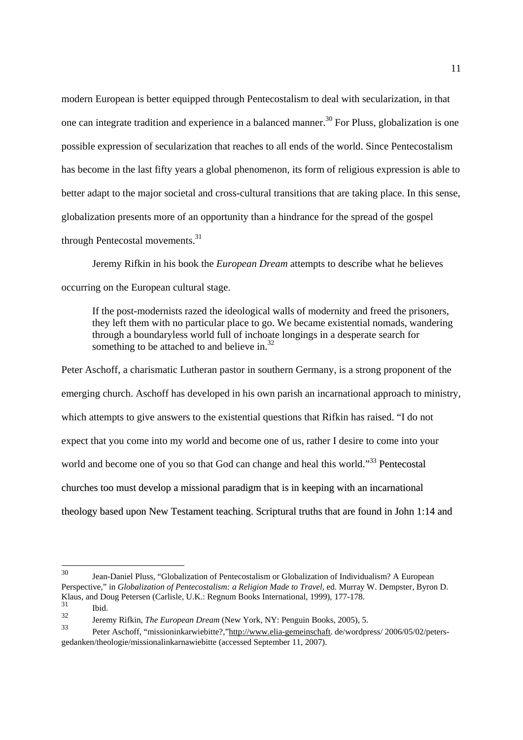modern European is better equipped through Pentecostalism to deal with secularization, in that one can integrate tradition and experience in a balanced manner.[30] For Pluss, globalization is one possible expression of secularization that reaches to all ends of the world. Since Pentecostalism has become in the last fifty years a global phenomenon, its form of religious expression is able to better adapt to the major societal and cross-cultural transitions that are taking place. In this sense, globalization presents more of an opportunity than a hindrance for the spread of the gospel through Pentecostal movements.[31]

Jeremy Rifkin in his book the *European Dream* attempts to describe what he believes occurring on the European cultural stage.

> If the post-modernists razed the ideological walls of modernity and freed the prisoners, they left them with no particular place to go. We became existential nomads, wandering through a boundaryless world full of inchoate longings in a desperate search for something to be attached to and believe in.[32]

Peter Aschoff, a charismatic Lutheran pastor in southern Germany, is a strong proponent of the emerging church. Aschoff has developed in his own parish an incarnational approach to ministry, which attempts to give answers to the existential questions that Rifkin has raised. "I do not expect that you come into my world and become one of us, rather I desire to come into your world and become one of you so that God can change and heal this world."[33] Pentecostal churches too must develop a missional paradigm that is in keeping with an incarnational theology based upon New Testament teaching. Scriptural truths that are found in John 1:14 and

---

[30] Jean-Daniel Pluss, "Globalization of Pentecostalism or Globalization of Individualism? A European Perspective," in *Globalization of Pentecostalism: a Religion Made to Travel*, ed. Murray W. Dempster, Byron D. Klaus, and Doug Petersen (Carlisle, U.K.: Regnum Books International, 1999), 177-178.

[31] Ibid.

[32] Jeremy Rifkin, *The European Dream* (New York, NY: Penguin Books, 2005), 5.

[33] Peter Aschoff, "missioninkarwiebitte?,"http://www.elia-gemeinschaft. de/wordpress/ 2006/05/02/peters-gedanken/theologie/missionalinkarnawiebitte (accessed September 11, 2007).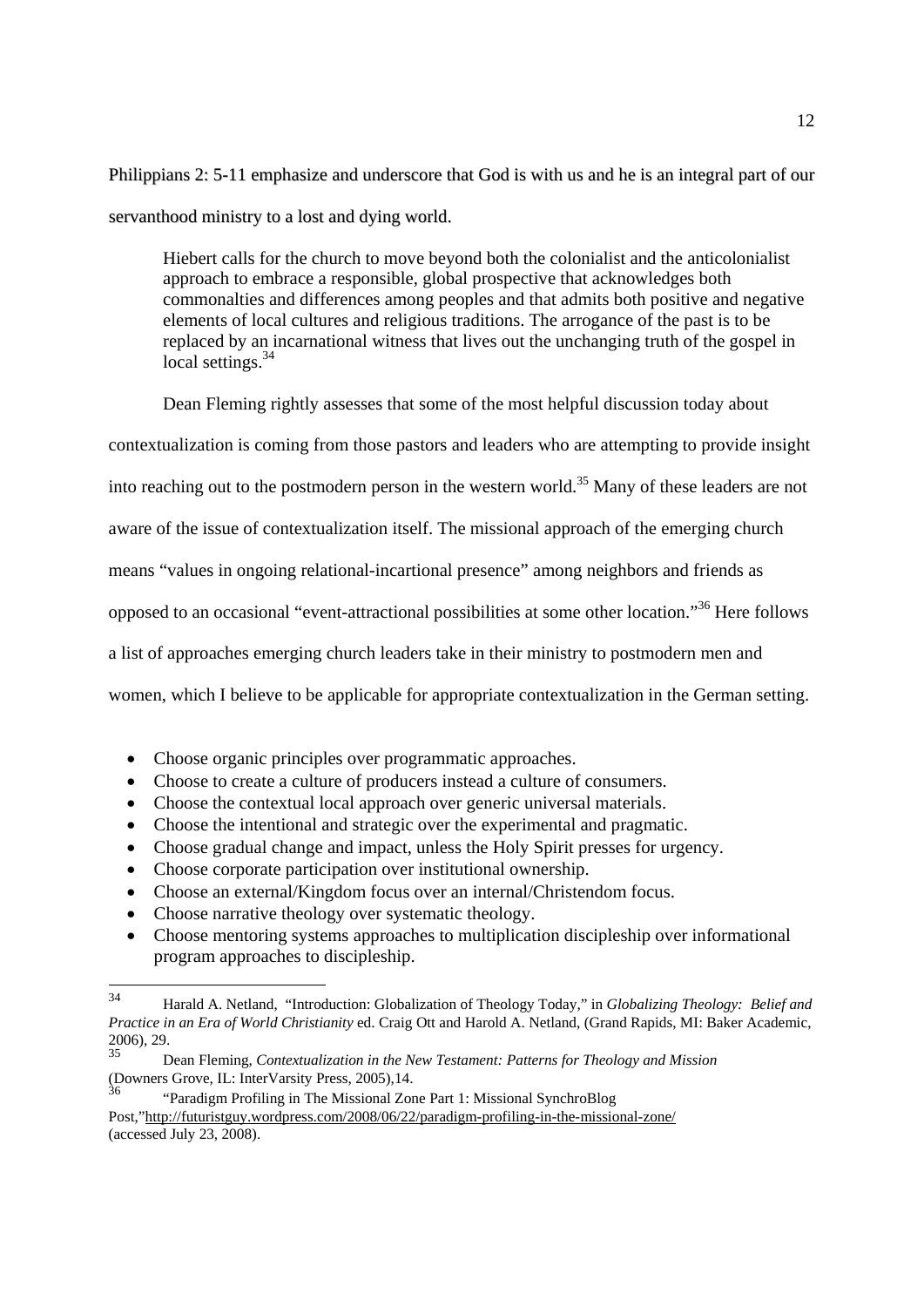Philippians 2: 5-11 emphasize and underscore that God is with us and he is an integral part of our servanthood ministry to a lost and dying world.

> Hiebert calls for the church to move beyond both the colonialist and the anticolonialist approach to embrace a responsible, global prospective that acknowledges both commonalties and differences among peoples and that admits both positive and negative elements of local cultures and religious traditions. The arrogance of the past is to be replaced by an incarnational witness that lives out the unchanging truth of the gospel in local settings.[34]

Dean Fleming rightly assesses that some of the most helpful discussion today about contextualization is coming from those pastors and leaders who are attempting to provide insight into reaching out to the postmodern person in the western world.[35] Many of these leaders are not aware of the issue of contextualization itself. The missional approach of the emerging church means "values in ongoing relational-incartional presence" among neighbors and friends as opposed to an occasional "event-attractional possibilities at some other location."[36] Here follows a list of approaches emerging church leaders take in their ministry to postmodern men and women, which I believe to be applicable for appropriate contextualization in the German setting.

- Choose organic principles over programmatic approaches.
- Choose to create a culture of producers instead a culture of consumers.
- Choose the contextual local approach over generic universal materials.
- Choose the intentional and strategic over the experimental and pragmatic.
- Choose gradual change and impact, unless the Holy Spirit presses for urgency.
- Choose corporate participation over institutional ownership.
- Choose an external/Kingdom focus over an internal/Christendom focus.
- Choose narrative theology over systematic theology.
- Choose mentoring systems approaches to multiplication discipleship over informational program approaches to discipleship.

---

[34] Harald A. Netland, "Introduction: Globalization of Theology Today," in *Globalizing Theology: Belief and Practice in an Era of World Christianity* ed. Craig Ott and Harold A. Netland, (Grand Rapids, MI: Baker Academic, 2006), 29.

[35] Dean Fleming, *Contextualization in the New Testament: Patterns for Theology and Mission* (Downers Grove, IL: InterVarsity Press, 2005),14.

[36] "Paradigm Profiling in The Missional Zone Part 1: Missional SynchroBlog Post,"http://futuristguy.wordpress.com/2008/06/22/paradigm-profiling-in-the-missional-zone/ (accessed July 23, 2008).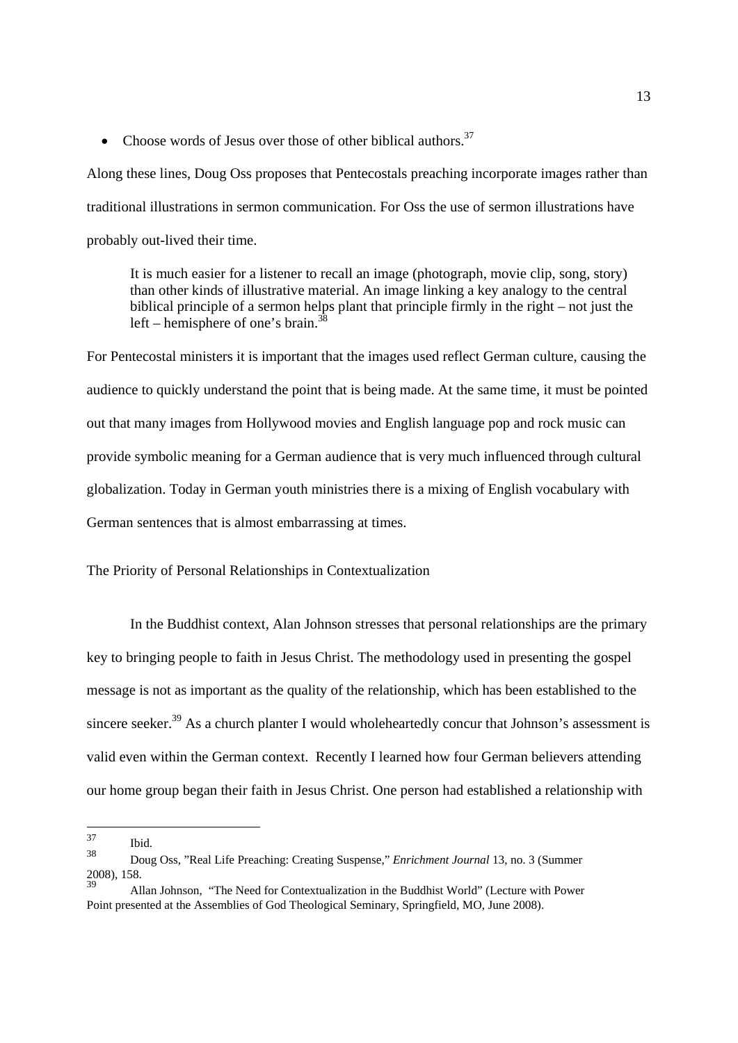- Choose words of Jesus over those of other biblical authors.[37]

Along these lines, Doug Oss proposes that Pentecostals preaching incorporate images rather than traditional illustrations in sermon communication. For Oss the use of sermon illustrations have probably out-lived their time.

> It is much easier for a listener to recall an image (photograph, movie clip, song, story) than other kinds of illustrative material. An image linking a key analogy to the central biblical principle of a sermon helps plant that principle firmly in the right – not just the left – hemisphere of one's brain.[38]

For Pentecostal ministers it is important that the images used reflect German culture, causing the audience to quickly understand the point that is being made. At the same time, it must be pointed out that many images from Hollywood movies and English language pop and rock music can provide symbolic meaning for a German audience that is very much influenced through cultural globalization. Today in German youth ministries there is a mixing of English vocabulary with German sentences that is almost embarrassing at times.

## The Priority of Personal Relationships in Contextualization

In the Buddhist context, Alan Johnson stresses that personal relationships are the primary key to bringing people to faith in Jesus Christ. The methodology used in presenting the gospel message is not as important as the quality of the relationship, which has been established to the sincere seeker.[39] As a church planter I would wholeheartedly concur that Johnson's assessment is valid even within the German context. Recently I learned how four German believers attending our home group began their faith in Jesus Christ. One person had established a relationship with

---

[37] Ibid.

[38] Doug Oss, "Real Life Preaching: Creating Suspense," *Enrichment Journal* 13, no. 3 (Summer 2008), 158.

[39] Allan Johnson, "The Need for Contextualization in the Buddhist World" (Lecture with Power Point presented at the Assemblies of God Theological Seminary, Springfield, MO, June 2008).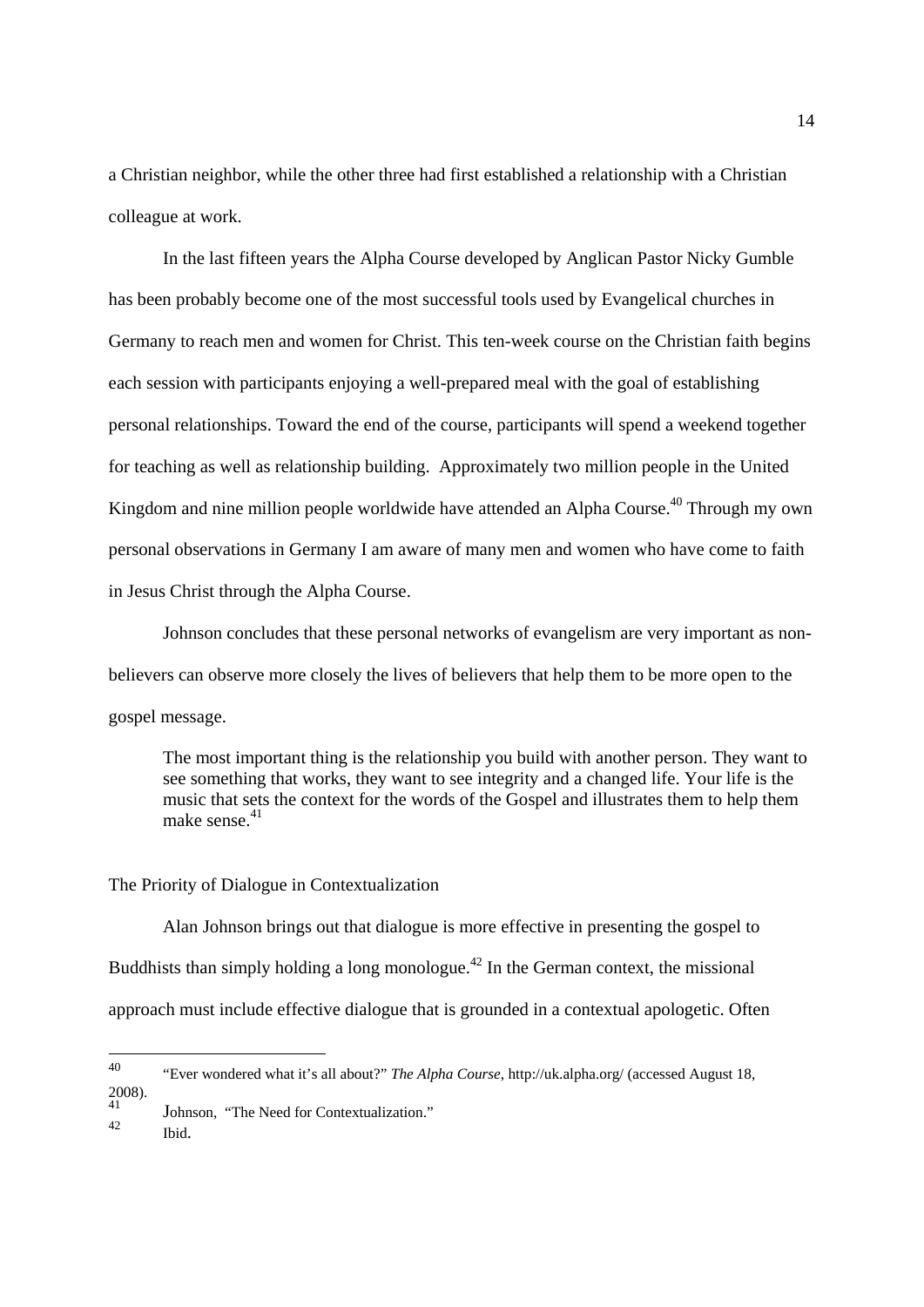a Christian neighbor, while the other three had first established a relationship with a Christian colleague at work.

In the last fifteen years the Alpha Course developed by Anglican Pastor Nicky Gumble has been probably become one of the most successful tools used by Evangelical churches in Germany to reach men and women for Christ. This ten-week course on the Christian faith begins each session with participants enjoying a well-prepared meal with the goal of establishing personal relationships. Toward the end of the course, participants will spend a weekend together for teaching as well as relationship building. Approximately two million people in the United Kingdom and nine million people worldwide have attended an Alpha Course.[40] Through my own personal observations in Germany I am aware of many men and women who have come to faith in Jesus Christ through the Alpha Course.

Johnson concludes that these personal networks of evangelism are very important as non-believers can observe more closely the lives of believers that help them to be more open to the gospel message.

> The most important thing is the relationship you build with another person. They want to see something that works, they want to see integrity and a changed life. Your life is the music that sets the context for the words of the Gospel and illustrates them to help them make sense.[41]

The Priority of Dialogue in Contextualization

Alan Johnson brings out that dialogue is more effective in presenting the gospel to Buddhists than simply holding a long monologue.[42] In the German context, the missional approach must include effective dialogue that is grounded in a contextual apologetic. Often

---

[40] "Ever wondered what it's all about?" *The Alpha Course*, http://uk.alpha.org/ (accessed August 18, 2008).

[41] Johnson, "The Need for Contextualization."

[42] Ibid.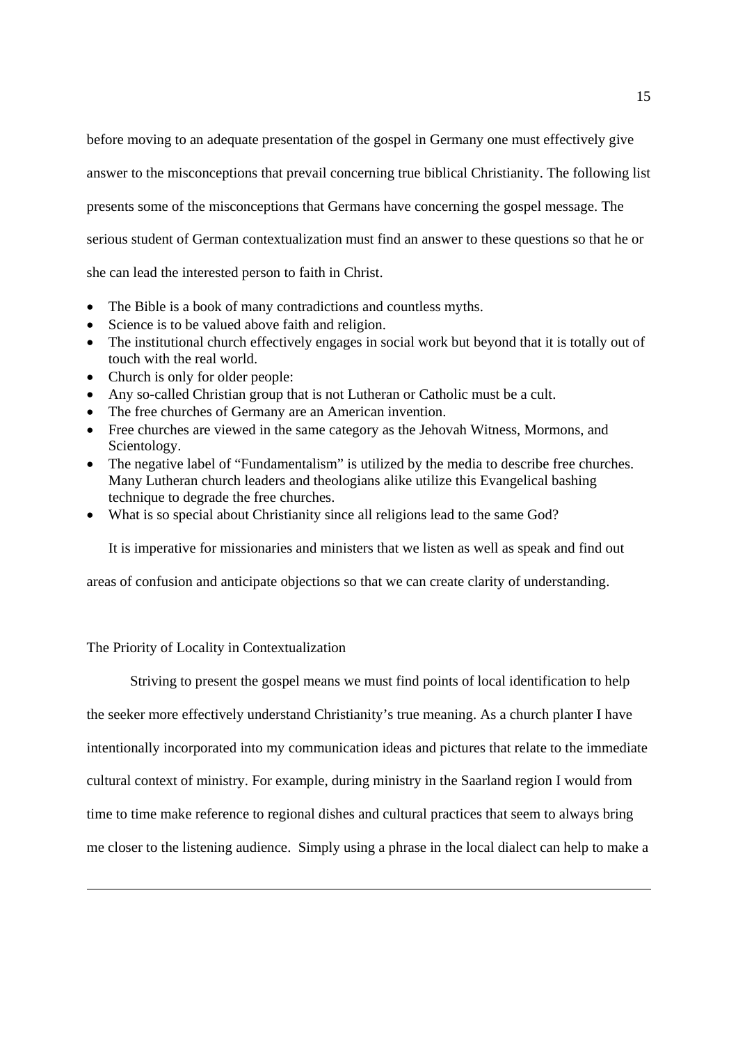before moving to an adequate presentation of the gospel in Germany one must effectively give answer to the misconceptions that prevail concerning true biblical Christianity. The following list presents some of the misconceptions that Germans have concerning the gospel message. The serious student of German contextualization must find an answer to these questions so that he or she can lead the interested person to faith in Christ.

- The Bible is a book of many contradictions and countless myths.
- Science is to be valued above faith and religion.
- The institutional church effectively engages in social work but beyond that it is totally out of touch with the real world.
- Church is only for older people:
- Any so-called Christian group that is not Lutheran or Catholic must be a cult.
- The free churches of Germany are an American invention.
- Free churches are viewed in the same category as the Jehovah Witness, Mormons, and Scientology.
- The negative label of "Fundamentalism" is utilized by the media to describe free churches. Many Lutheran church leaders and theologians alike utilize this Evangelical bashing technique to degrade the free churches.
- What is so special about Christianity since all religions lead to the same God?

It is imperative for missionaries and ministers that we listen as well as speak and find out areas of confusion and anticipate objections so that we can create clarity of understanding.

## The Priority of Locality in Contextualization

Striving to present the gospel means we must find points of local identification to help the seeker more effectively understand Christianity's true meaning. As a church planter I have intentionally incorporated into my communication ideas and pictures that relate to the immediate cultural context of ministry. For example, during ministry in the Saarland region I would from time to time make reference to regional dishes and cultural practices that seem to always bring me closer to the listening audience. Simply using a phrase in the local dialect can help to make a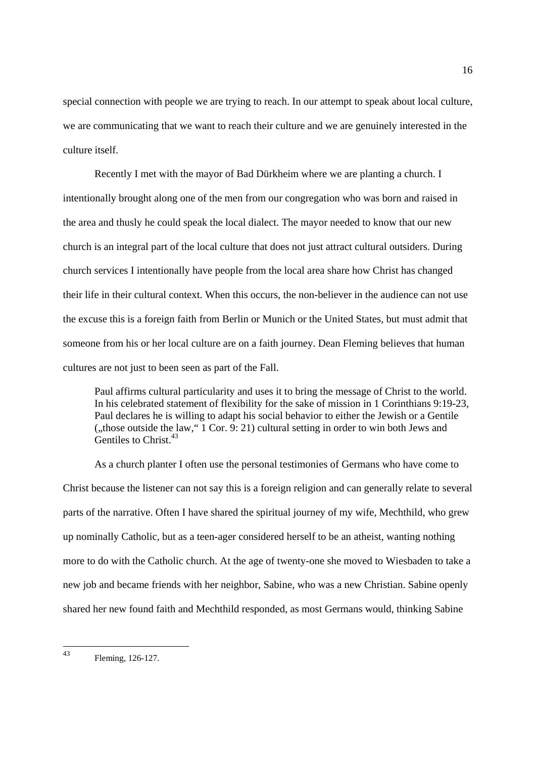special connection with people we are trying to reach. In our attempt to speak about local culture, we are communicating that we want to reach their culture and we are genuinely interested in the culture itself.

Recently I met with the mayor of Bad Dürkheim where we are planting a church. I intentionally brought along one of the men from our congregation who was born and raised in the area and thusly he could speak the local dialect. The mayor needed to know that our new church is an integral part of the local culture that does not just attract cultural outsiders. During church services I intentionally have people from the local area share how Christ has changed their life in their cultural context. When this occurs, the non-believer in the audience can not use the excuse this is a foreign faith from Berlin or Munich or the United States, but must admit that someone from his or her local culture are on a faith journey. Dean Fleming believes that human cultures are not just to been seen as part of the Fall.

> Paul affirms cultural particularity and uses it to bring the message of Christ to the world. In his celebrated statement of flexibility for the sake of mission in 1 Corinthians 9:19-23, Paul declares he is willing to adapt his social behavior to either the Jewish or a Gentile („those outside the law," 1 Cor. 9: 21) cultural setting in order to win both Jews and Gentiles to Christ.[43]

As a church planter I often use the personal testimonies of Germans who have come to Christ because the listener can not say this is a foreign religion and can generally relate to several parts of the narrative. Often I have shared the spiritual journey of my wife, Mechthild, who grew up nominally Catholic, but as a teen-ager considered herself to be an atheist, wanting nothing more to do with the Catholic church. At the age of twenty-one she moved to Wiesbaden to take a new job and became friends with her neighbor, Sabine, who was a new Christian. Sabine openly shared her new found faith and Mechthild responded, as most Germans would, thinking Sabine

---

[43] Fleming, 126-127.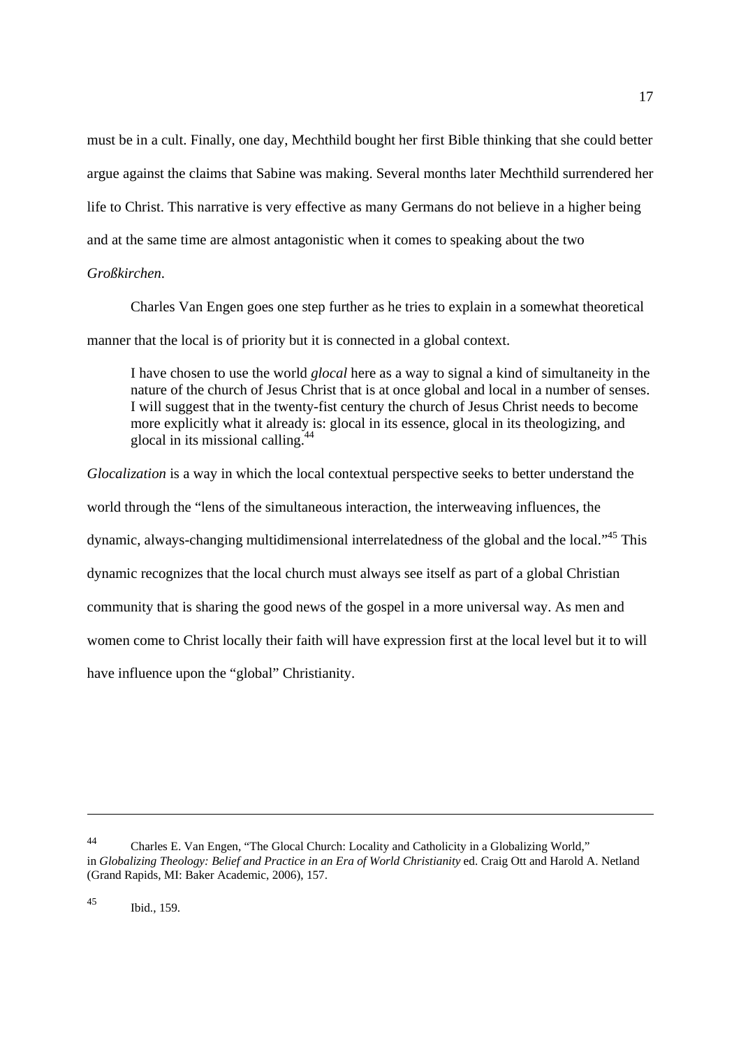must be in a cult. Finally, one day, Mechthild bought her first Bible thinking that she could better argue against the claims that Sabine was making. Several months later Mechthild surrendered her life to Christ. This narrative is very effective as many Germans do not believe in a higher being and at the same time are almost antagonistic when it comes to speaking about the two *Großkirchen*.

Charles Van Engen goes one step further as he tries to explain in a somewhat theoretical manner that the local is of priority but it is connected in a global context.

> I have chosen to use the world *glocal* here as a way to signal a kind of simultaneity in the nature of the church of Jesus Christ that is at once global and local in a number of senses. I will suggest that in the twenty-fist century the church of Jesus Christ needs to become more explicitly what it already is: glocal in its essence, glocal in its theologizing, and glocal in its missional calling.[44]

*Glocalization* is a way in which the local contextual perspective seeks to better understand the world through the "lens of the simultaneous interaction, the interweaving influences, the dynamic, always-changing multidimensional interrelatedness of the global and the local."[45] This dynamic recognizes that the local church must always see itself as part of a global Christian community that is sharing the good news of the gospel in a more universal way. As men and women come to Christ locally their faith will have expression first at the local level but it to will have influence upon the "global" Christianity.

---

[44] Charles E. Van Engen, "The Glocal Church: Locality and Catholicity in a Globalizing World," in *Globalizing Theology: Belief and Practice in an Era of World Christianity* ed. Craig Ott and Harold A. Netland (Grand Rapids, MI: Baker Academic, 2006), 157.

[45] Ibid., 159.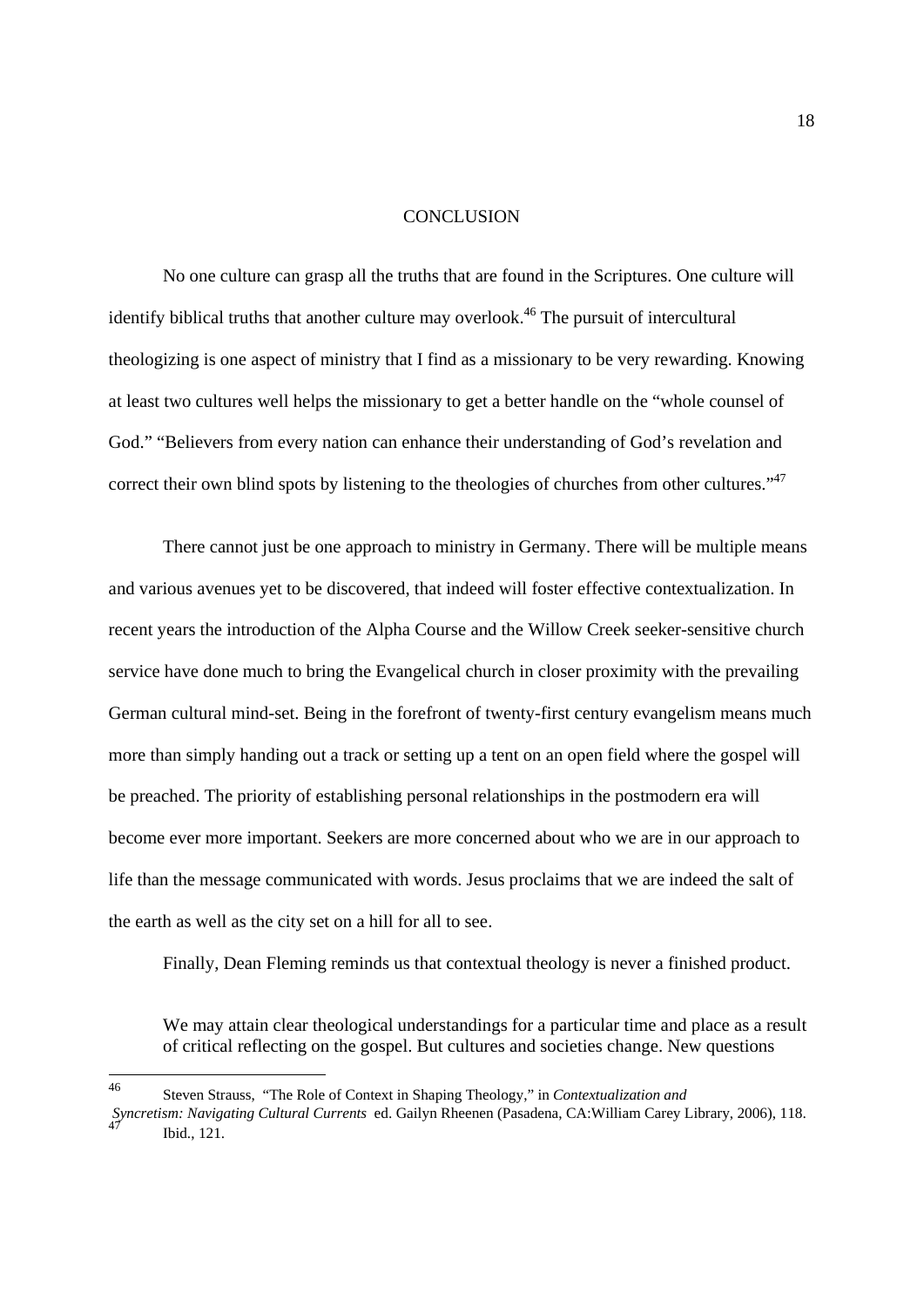## CONCLUSION

No one culture can grasp all the truths that are found in the Scriptures. One culture will identify biblical truths that another culture may overlook.[46] The pursuit of intercultural theologizing is one aspect of ministry that I find as a missionary to be very rewarding. Knowing at least two cultures well helps the missionary to get a better handle on the "whole counsel of God." "Believers from every nation can enhance their understanding of God's revelation and correct their own blind spots by listening to the theologies of churches from other cultures."[47]

There cannot just be one approach to ministry in Germany. There will be multiple means and various avenues yet to be discovered, that indeed will foster effective contextualization. In recent years the introduction of the Alpha Course and the Willow Creek seeker-sensitive church service have done much to bring the Evangelical church in closer proximity with the prevailing German cultural mind-set. Being in the forefront of twenty-first century evangelism means much more than simply handing out a track or setting up a tent on an open field where the gospel will be preached. The priority of establishing personal relationships in the postmodern era will become ever more important. Seekers are more concerned about who we are in our approach to life than the message communicated with words. Jesus proclaims that we are indeed the salt of the earth as well as the city set on a hill for all to see.

Finally, Dean Fleming reminds us that contextual theology is never a finished product.

> We may attain clear theological understandings for a particular time and place as a result of critical reflecting on the gospel. But cultures and societies change. New questions

---

[46] Steven Strauss, "The Role of Context in Shaping Theology," in *Contextualization and Syncretism: Navigating Cultural Currents* ed. Gailyn Rheenen (Pasadena, CA:William Carey Library, 2006), 118.

[47] Ibid., 121.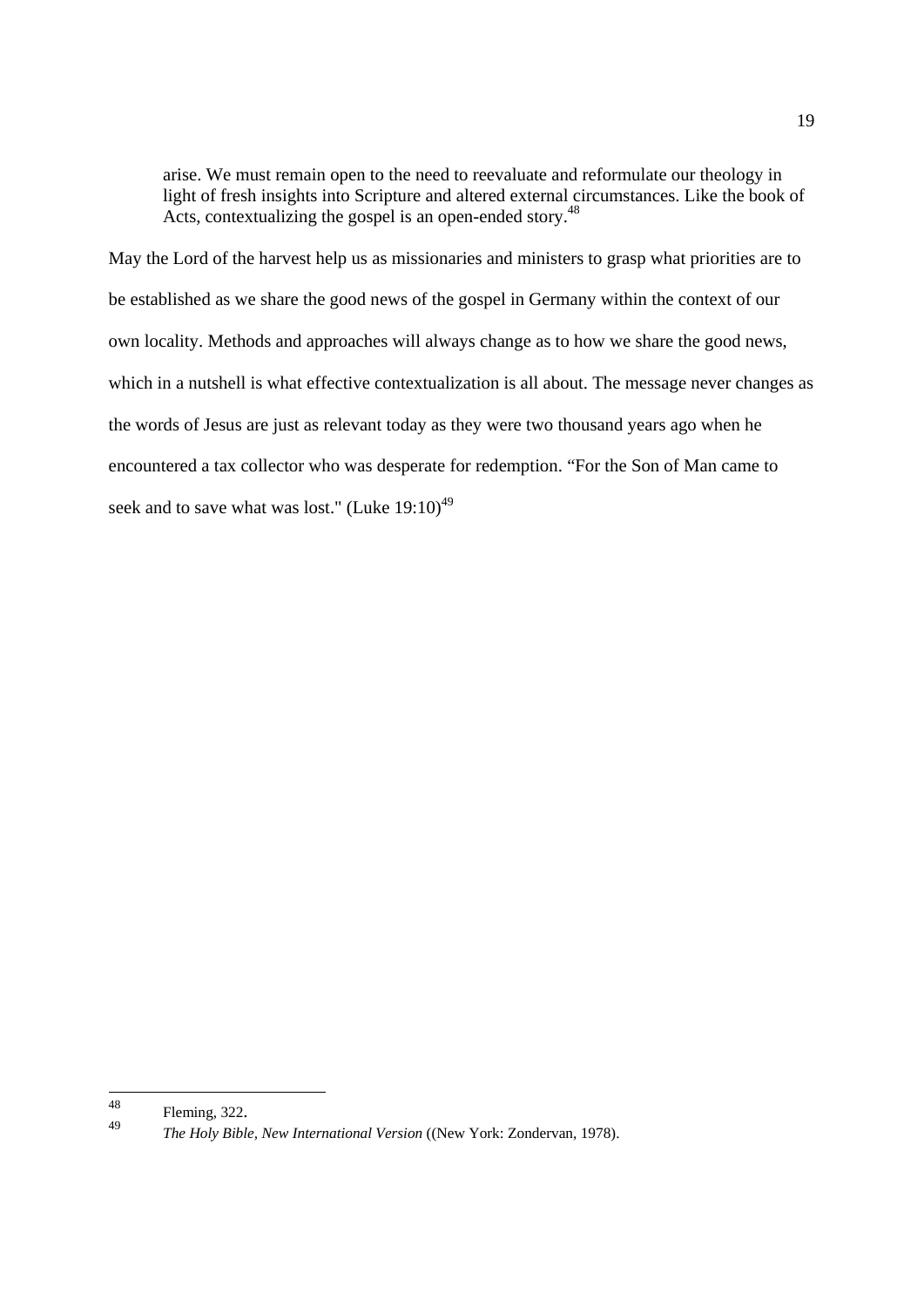> arise. We must remain open to the need to reevaluate and reformulate our theology in light of fresh insights into Scripture and altered external circumstances. Like the book of Acts, contextualizing the gospel is an open-ended story.[48]

May the Lord of the harvest help us as missionaries and ministers to grasp what priorities are to be established as we share the good news of the gospel in Germany within the context of our own locality. Methods and approaches will always change as to how we share the good news, which in a nutshell is what effective contextualization is all about. The message never changes as the words of Jesus are just as relevant today as they were two thousand years ago when he encountered a tax collector who was desperate for redemption. "For the Son of Man came to seek and to save what was lost." (Luke 19:10)[49]

---

[48] Fleming, 322.

[49] *The Holy Bible, New International Version* ((New York: Zondervan, 1978).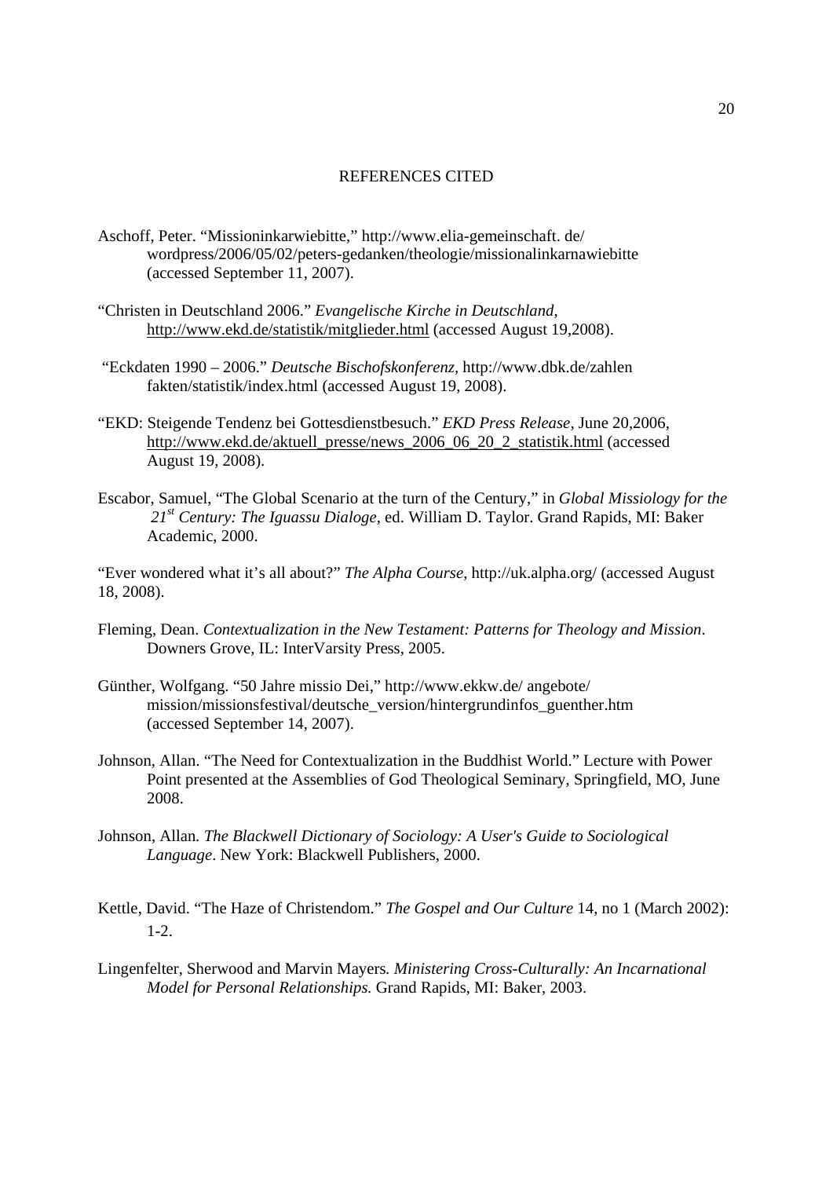# REFERENCES CITED

Aschoff, Peter. "Missioninkarwiebitte," http://www.elia-gemeinschaft. de/ wordpress/2006/05/02/peters-gedanken/theologie/missionalinkarnawiebitte (accessed September 11, 2007).

"Christen in Deutschland 2006." *Evangelische Kirche in Deutschland*, http://www.ekd.de/statistik/mitglieder.html (accessed August 19,2008).

"Eckdaten 1990 – 2006." *Deutsche Bischofskonferenz*, http://www.dbk.de/zahlen fakten/statistik/index.html (accessed August 19, 2008).

"EKD: Steigende Tendenz bei Gottesdienstbesuch." *EKD Press Release*, June 20,2006, http://www.ekd.de/aktuell_presse/news_2006_06_20_2_statistik.html (accessed August 19, 2008).

Escabor, Samuel, "The Global Scenario at the turn of the Century," in *Global Missiology for the 21st Century: The Iguassu Dialoge*, ed. William D. Taylor. Grand Rapids, MI: Baker Academic, 2000.

"Ever wondered what it's all about?" *The Alpha Course*, http://uk.alpha.org/ (accessed August 18, 2008).

Fleming, Dean. *Contextualization in the New Testament: Patterns for Theology and Mission*. Downers Grove, IL: InterVarsity Press, 2005.

Günther, Wolfgang. "50 Jahre missio Dei," http://www.ekkw.de/ angebote/ mission/missionsfestival/deutsche_version/hintergrundinfos_guenther.htm (accessed September 14, 2007).

Johnson, Allan. "The Need for Contextualization in the Buddhist World." Lecture with Power Point presented at the Assemblies of God Theological Seminary, Springfield, MO, June 2008.

Johnson, Allan. *The Blackwell Dictionary of Sociology: A User's Guide to Sociological Language*. New York: Blackwell Publishers, 2000.

Kettle, David. "The Haze of Christendom." *The Gospel and Our Culture* 14, no 1 (March 2002): 1-2.

Lingenfelter, Sherwood and Marvin Mayers. *Ministering Cross-Culturally: An Incarnational Model for Personal Relationships.* Grand Rapids, MI: Baker, 2003.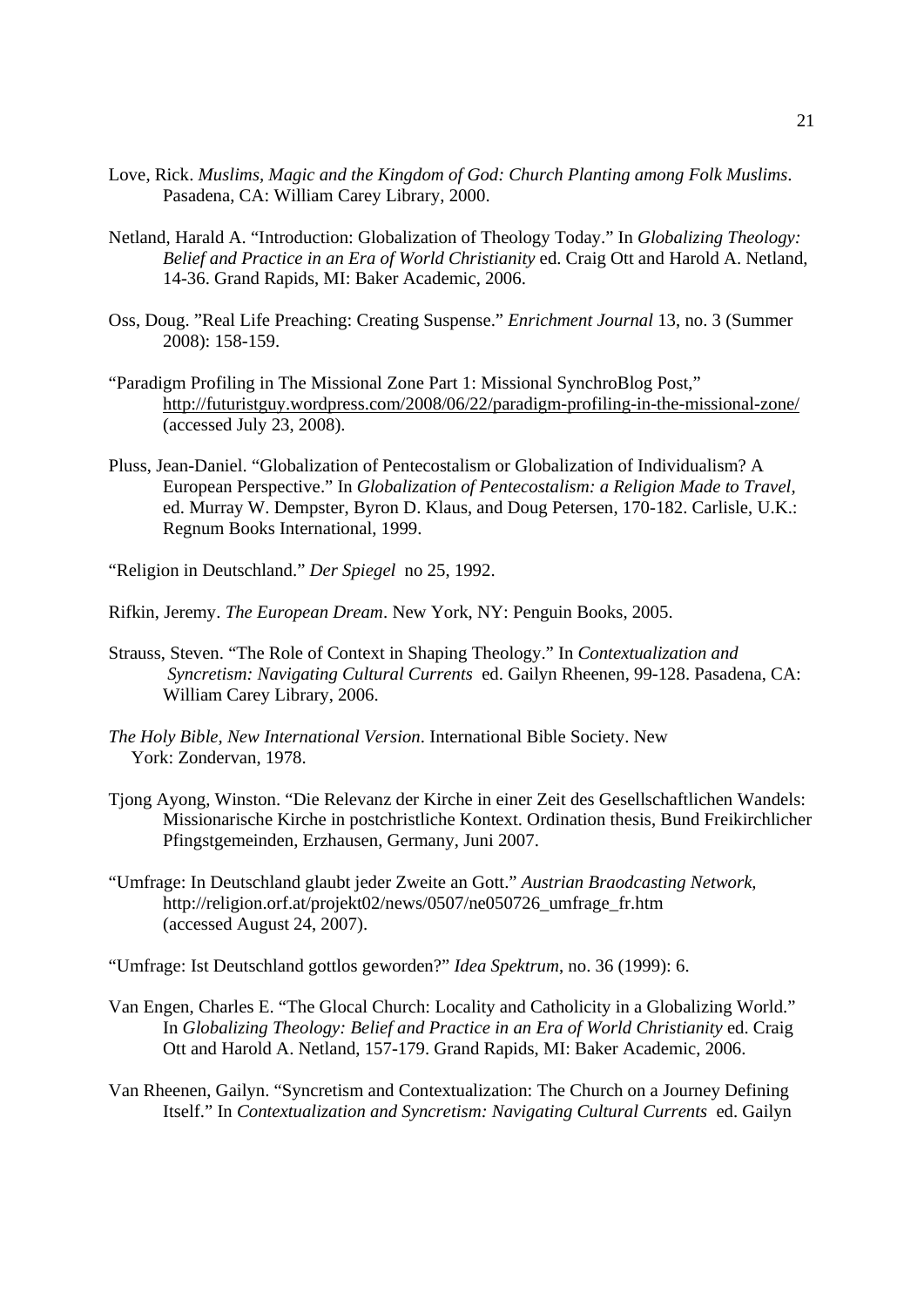Love, Rick. *Muslims, Magic and the Kingdom of God: Church Planting among Folk Muslims*. Pasadena, CA: William Carey Library, 2000.

Netland, Harald A. "Introduction: Globalization of Theology Today." In *Globalizing Theology: Belief and Practice in an Era of World Christianity* ed. Craig Ott and Harold A. Netland, 14-36. Grand Rapids, MI: Baker Academic, 2006.

Oss, Doug. "Real Life Preaching: Creating Suspense." *Enrichment Journal* 13, no. 3 (Summer 2008): 158-159.

"Paradigm Profiling in The Missional Zone Part 1: Missional SynchroBlog Post," http://futuristguy.wordpress.com/2008/06/22/paradigm-profiling-in-the-missional-zone/ (accessed July 23, 2008).

Pluss, Jean-Daniel. "Globalization of Pentecostalism or Globalization of Individualism? A European Perspective." In *Globalization of Pentecostalism: a Religion Made to Travel*, ed. Murray W. Dempster, Byron D. Klaus, and Doug Petersen, 170-182. Carlisle, U.K.: Regnum Books International, 1999.

"Religion in Deutschland." *Der Spiegel* no 25, 1992.

Rifkin, Jeremy. *The European Dream*. New York, NY: Penguin Books, 2005.

Strauss, Steven. "The Role of Context in Shaping Theology." In *Contextualization and Syncretism: Navigating Cultural Currents* ed. Gailyn Rheenen, 99-128. Pasadena, CA: William Carey Library, 2006.

*The Holy Bible, New International Version*. International Bible Society. New York: Zondervan, 1978.

Tjong Ayong, Winston. "Die Relevanz der Kirche in einer Zeit des Gesellschaftlichen Wandels: Missionarische Kirche in postchristliche Kontext. Ordination thesis, Bund Freikirchlicher Pfingstgemeinden, Erzhausen, Germany, Juni 2007.

"Umfrage: In Deutschland glaubt jeder Zweite an Gott." *Austrian Braodcasting Network*, http://religion.orf.at/projekt02/news/0507/ne050726_umfrage_fr.htm (accessed August 24, 2007).

"Umfrage: Ist Deutschland gottlos geworden?" *Idea Spektrum*, no. 36 (1999): 6.

Van Engen, Charles E. "The Glocal Church: Locality and Catholicity in a Globalizing World." In *Globalizing Theology: Belief and Practice in an Era of World Christianity* ed. Craig Ott and Harold A. Netland, 157-179. Grand Rapids, MI: Baker Academic, 2006.

Van Rheenen, Gailyn. "Syncretism and Contextualization: The Church on a Journey Defining Itself." In *Contextualization and Syncretism: Navigating Cultural Currents* ed. Gailyn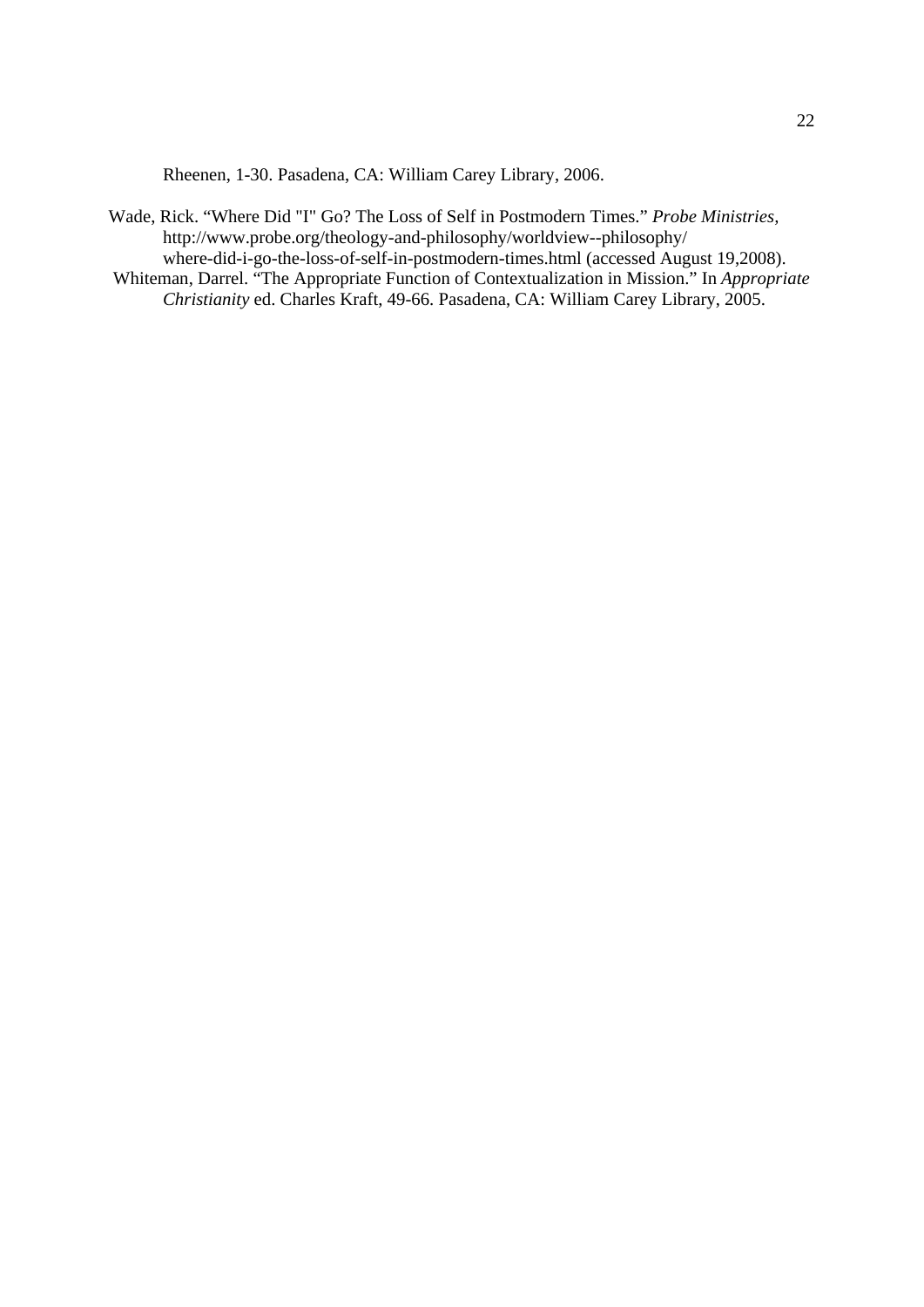Rheenen, 1-30. Pasadena, CA: William Carey Library, 2006.

Wade, Rick. "Where Did "I" Go? The Loss of Self in Postmodern Times." *Probe Ministries,* http://www.probe.org/theology-and-philosophy/worldview--philosophy/where-did-i-go-the-loss-of-self-in-postmodern-times.html (accessed August 19,2008).

Whiteman, Darrel. "The Appropriate Function of Contextualization in Mission." In *Appropriate Christianity* ed. Charles Kraft, 49-66. Pasadena, CA: William Carey Library, 2005.